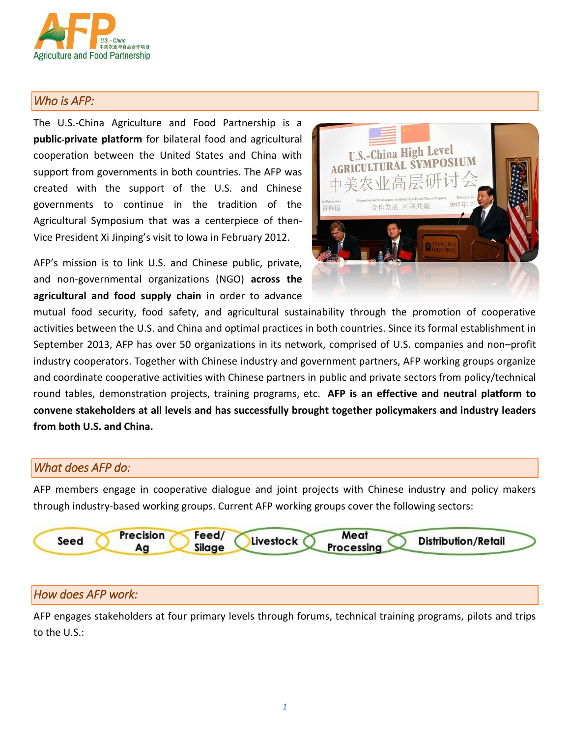## *Who is AFP:*

The U.S.-China Agriculture and Food Partnership is a **public-private platform** for bilateral food and agricultural cooperation between the United States and China with support from governments in both countries. The AFP was created with the support of the U.S. and Chinese governments to continue in the tradition of the Agricultural Symposium that was a centerpiece of then-Vice President Xi Jinping's visit to Iowa in February 2012.

AFP's mission is to link U.S. and Chinese public, private, and non-governmental organizations (NGO) **across the agricultural and food supply chain** in order to advance mutual food security, food safety, and agricultural sustainability through the promotion of cooperative activities between the U.S. and China and optimal practices in both countries. Since its formal establishment in September 2013, AFP has over 50 organizations in its network, comprised of U.S. companies and non–profit industry cooperators. Together with Chinese industry and government partners, AFP working groups organize and coordinate cooperative activities with Chinese partners in public and private sectors from policy/technical round tables, demonstration projects, training programs, etc. **AFP is an effective and neutral platform to convene stakeholders at all levels and has successfully brought together policymakers and industry leaders from both U.S. and China.**

## *What does AFP do:*

AFP members engage in cooperative dialogue and joint projects with Chinese industry and policy makers through industry-based working groups. Current AFP working groups cover the following sectors:

Seed → Precision Ag → Feed/ Silage → Livestock → Meat Processing → Distribution/Retail

## *How does AFP work:*

AFP engages stakeholders at four primary levels through forums, technical training programs, pilots and trips to the U.S.: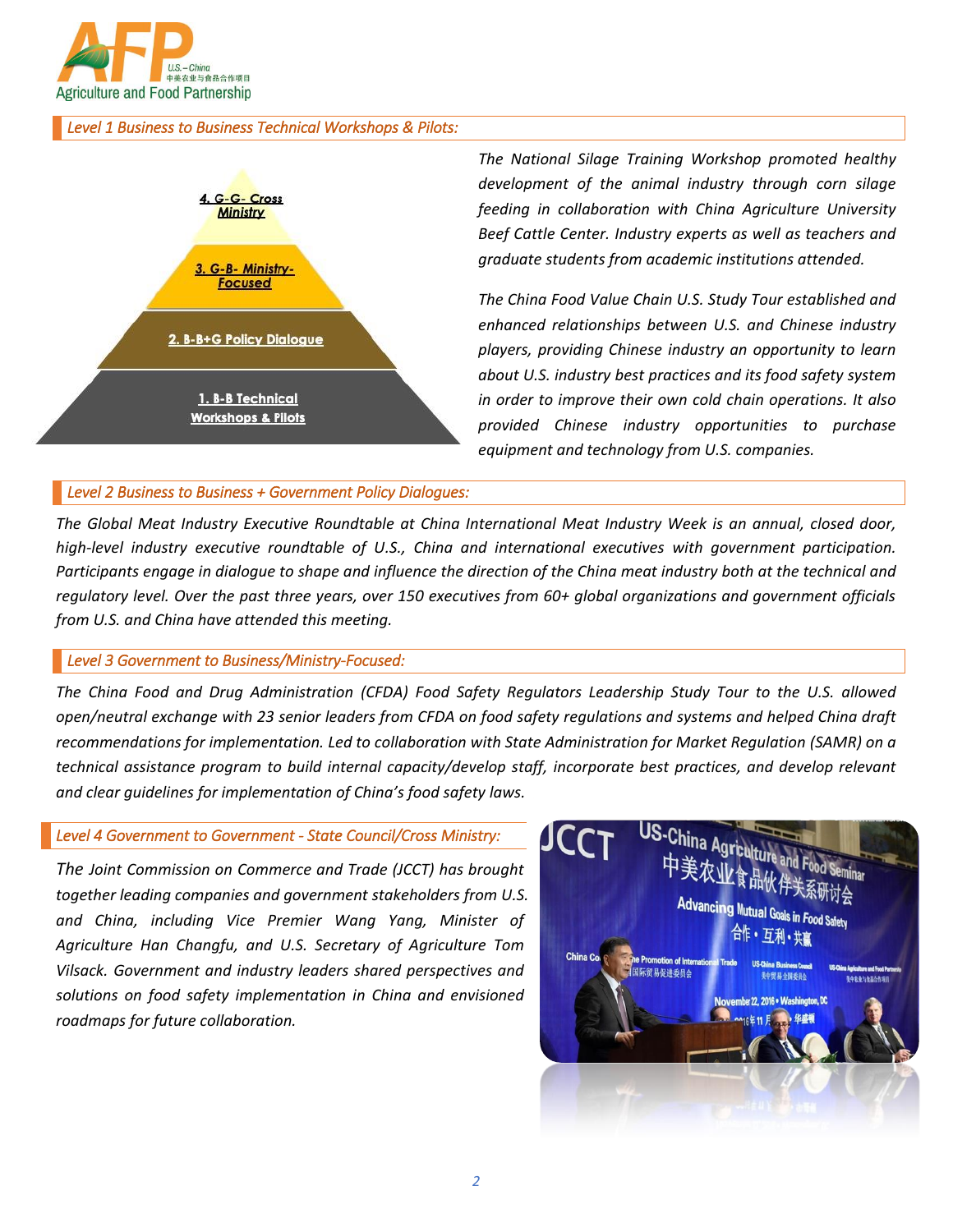### *Level 1 Business to Business Technical Workshops & Pilots:*

*The National Silage Training Workshop promoted healthy development of the animal industry through corn silage feeding in collaboration with China Agriculture University Beef Cattle Center. Industry experts as well as teachers and graduate students from academic institutions attended.*

*The China Food Value Chain U.S. Study Tour established and enhanced relationships between U.S. and Chinese industry players, providing Chinese industry an opportunity to learn about U.S. industry best practices and its food safety system in order to improve their own cold chain operations. It also provided Chinese industry opportunities to purchase equipment and technology from U.S. companies.*

### *Level 2 Business to Business + Government Policy Dialogues:*

*The Global Meat Industry Executive Roundtable at China International Meat Industry Week is an annual, closed door, high-level industry executive roundtable of U.S., China and international executives with government participation. Participants engage in dialogue to shape and influence the direction of the China meat industry both at the technical and regulatory level. Over the past three years, over 150 executives from 60+ global organizations and government officials from U.S. and China have attended this meeting.*

### *Level 3 Government to Business/Ministry-Focused:*

*The China Food and Drug Administration (CFDA) Food Safety Regulators Leadership Study Tour to the U.S. allowed open/neutral exchange with 23 senior leaders from CFDA on food safety regulations and systems and helped China draft recommendations for implementation. Led to collaboration with State Administration for Market Regulation (SAMR) on a technical assistance program to build internal capacity/develop staff, incorporate best practices, and develop relevant and clear guidelines for implementation of China's food safety laws.*

### *Level 4 Government to Government - State Council/Cross Ministry:*

*The Joint Commission on Commerce and Trade (JCCT) has brought together leading companies and government stakeholders from U.S. and China, including Vice Premier Wang Yang, Minister of Agriculture Han Changfu, and U.S. Secretary of Agriculture Tom Vilsack. Government and industry leaders shared perspectives and solutions on food safety implementation in China and envisioned roadmaps for future collaboration.*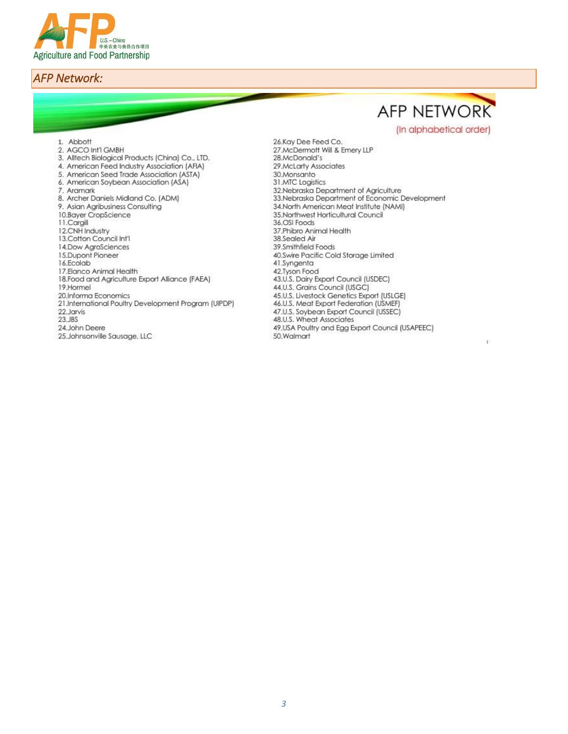## *AFP Network:*

# AFP NETWORK

(In alphabetical order)

1. Abbott
2. AGCO Int'l GMBH
3. Alltech Biological Products (China) Co., LTD.
4. American Feed Industry Association (AFIA)
5. American Seed Trade Association (ASTA)
6. American Soybean Association (ASA)
7. Aramark
8. Archer Daniels Midland Co. (ADM)
9. Asian Agribusiness Consulting
10. Bayer CropScience
11. Cargill
12. CNH Industry
13. Cotton Council Int'l
14. Dow AgroSciences
15. Dupont Pioneer
16. Ecolab
17. Elanco Animal Health
18. Food and Agriculture Export Alliance (FAEA)
19. Hormel
20. Informa Economics
21. International Poultry Development Program (UIPDP)
22. Jarvis
23. JBS
24. John Deere
25. Johnsonville Sausage, LLC
26. Kay Dee Feed Co.
27. McDermott Will & Emery LLP
28. McDonald's
29. McLarty Associates
30. Monsanto
31. MTC Logistics
32. Nebraska Department of Agriculture
33. Nebraska Department of Economic Development
34. North American Meat Institute (NAMI)
35. Northwest Horticultural Council
36. OSI Foods
37. Phibro Animal Health
38. Sealed Air
39. Smithfield Foods
40. Swire Pacific Cold Storage Limited
41. Syngenta
42. Tyson Food
43. U.S. Dairy Export Council (USDEC)
44. U.S. Grains Council (USGC)
45. U.S. Livestock Genetics Export (USLGE)
46. U.S. Meat Export Federation (USMEF)
47. U.S. Soybean Export Council (USSEC)
48. U.S. Wheat Associates
49. USA Poultry and Egg Export Council (USAPEEC)
50. Walmart